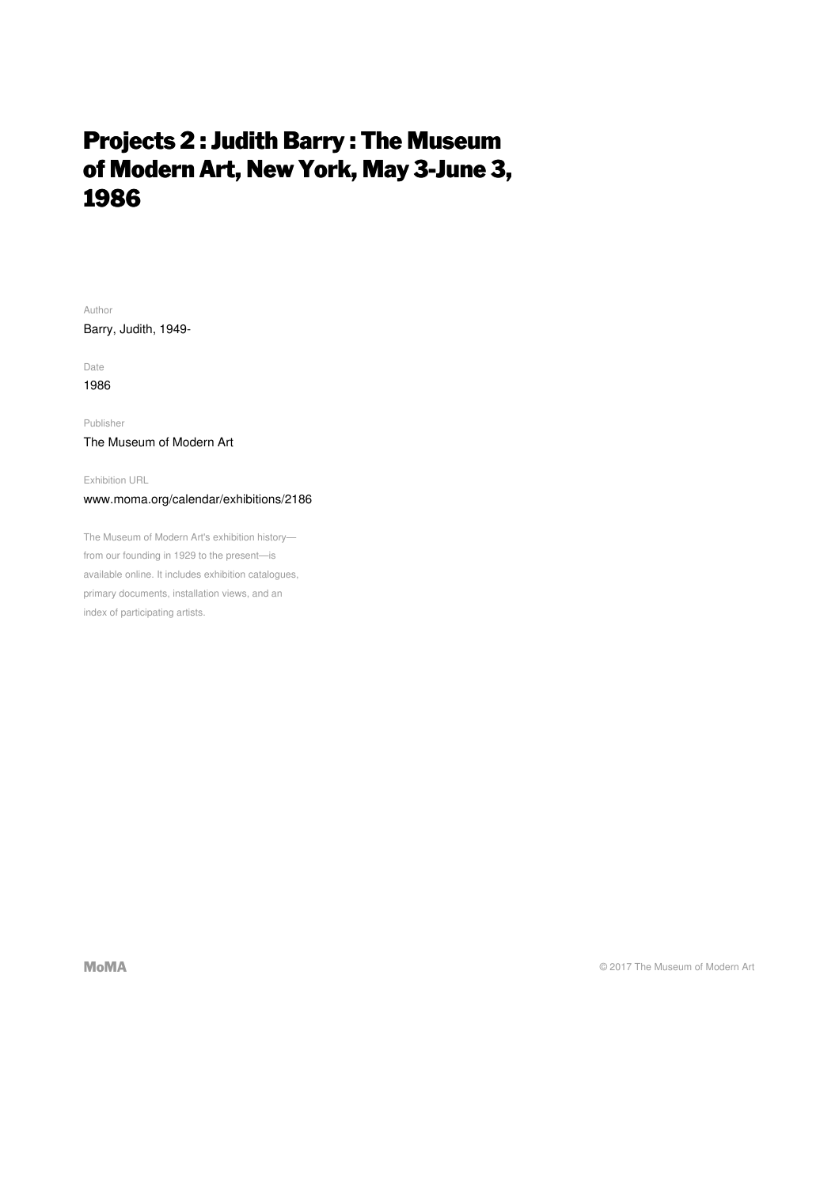# Projects 2 : Judith Barry : The Museum of Modern Art, New York, May 3-June 3, 1986

Author

Barry, Judith, 1949-

Date

1986

Publisher

The Museum of Modern Art

Exhibition URL

www.moma.org/calendar/exhibitions/2186

The Museum of Modern Art's exhibition history—from our founding in 1929 to the present—is available online. It includes exhibition catalogues, primary documents, installation views, and an index of participating artists.

MoMA

© 2017 The Museum of Modern Art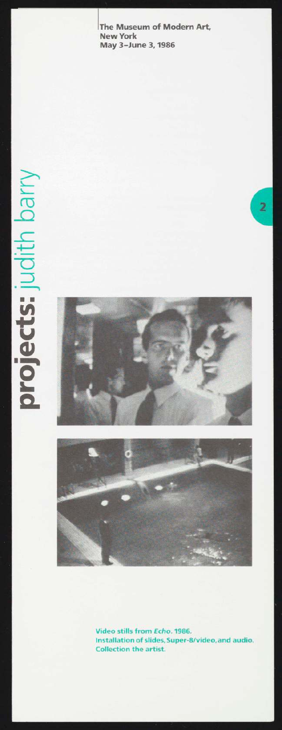The Museum of Modern Art,
New York
May 3–June 3, 1986

# **projects:** judith barry

Video stills from *Echo*. 1986.
Installation of slides, Super-8/video, and audio.
Collection the artist.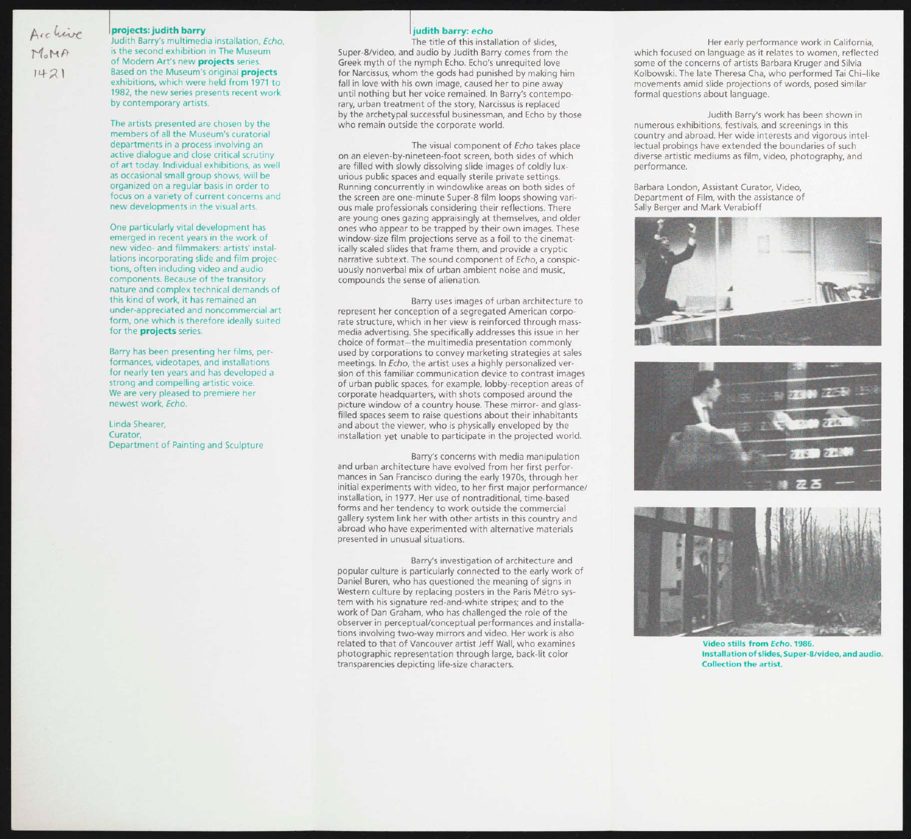Archive MoMA 1421

## projects: judith barry

Judith Barry's multimedia installation, *Echo*, is the second exhibition in The Museum of Modern Art's new **projects** series. Based on the Museum's original **projects** exhibitions, which were held from 1971 to 1982, the new series presents recent work by contemporary artists.

The artists presented are chosen by the members of all the Museum's curatorial departments in a process involving an active dialogue and close critical scrutiny of art today. Individual exhibitions, as well as occasional small group shows, will be organized on a regular basis in order to focus on a variety of current concerns and new developments in the visual arts.

One particularly vital development has emerged in recent years in the work of new video- and filmmakers: artists' installations incorporating slide and film projections, often including video and audio components. Because of the transitory nature and complex technical demands of this kind of work, it has remained an under-appreciated and noncommercial art form, one which is therefore ideally suited for the **projects** series.

Barry has been presenting her films, performances, videotapes, and installations for nearly ten years and has developed a strong and compelling artistic voice. We are very pleased to premiere her newest work, *Echo*.

Linda Shearer,
Curator,
Department of Painting and Sculpture

## judith barry: *echo*

The title of this installation of slides, Super-8/video, and audio by Judith Barry comes from the Greek myth of the nymph Echo. Echo's unrequited love for Narcissus, whom the gods had punished by making him fall in love with his own image, caused her to pine away until nothing but her voice remained. In Barry's contemporary, urban treatment of the story, Narcissus is replaced by the archetypal successful businessman, and Echo by those who remain outside the corporate world.

The visual component of *Echo* takes place on an eleven-by-nineteen-foot screen, both sides of which are filled with slowly dissolving slide images of coldly luxurious public spaces and equally sterile private settings. Running concurrently in windowlike areas on both sides of the screen are one-minute Super-8 film loops showing various male professionals considering their reflections. There are young ones gazing appraisingly at themselves, and older ones who appear to be trapped by their own images. These window-size film projections serve as a foil to the cinematically scaled slides that frame them, and provide a cryptic narrative subtext. The sound component of *Echo*, a conspicuously nonverbal mix of urban ambient noise and music, compounds the sense of alienation.

Barry uses images of urban architecture to represent her conception of a segregated American corporate structure, which in her view is reinforced through mass-media advertising. She specifically addresses this issue in her choice of format—the multimedia presentation commonly used by corporations to convey marketing strategies at sales meetings. In *Echo*, the artist uses a highly personalized version of this familiar communication device to contrast images of urban public spaces, for example, lobby-reception areas of corporate headquarters, with shots composed around the picture window of a country house. These mirror- and glass-filled spaces seem to raise questions about their inhabitants and about the viewer, who is physically enveloped by the installation yet unable to participate in the projected world.

Barry's concerns with media manipulation and urban architecture have evolved from her first performances in San Francisco during the early 1970s, through her initial experiments with video, to her first major performance/installation, in 1977. Her use of nontraditional, time-based forms and her tendency to work outside the commercial gallery system link her with other artists in this country and abroad who have experimented with alternative materials presented in unusual situations.

Barry's investigation of architecture and popular culture is particularly connected to the early work of Daniel Buren, who has questioned the meaning of signs in Western culture by replacing posters in the Paris Métro system with his signature red-and-white stripes; and to the work of Dan Graham, who has challenged the role of the observer in perceptual/conceptual performances and installations involving two-way mirrors and video. Her work is also related to that of Vancouver artist Jeff Wall, who examines photographic representation through large, back-lit color transparencies depicting life-size characters.

Her early performance work in California, which focused on language as it relates to women, reflected some of the concerns of artists Barbara Kruger and Silvia Kolbowski. The late Theresa Cha, who performed Tai Chi-like movements amid slide projections of words, posed similar formal questions about language.

Judith Barry's work has been shown in numerous exhibitions, festivals, and screenings in this country and abroad. Her wide interests and vigorous intellectual probings have extended the boundaries of such diverse artistic mediums as film, video, photography, and performance.

Barbara London, Assistant Curator, Video,
Department of Film, with the assistance of
Sally Berger and Mark Verabioff

**Video stills from *Echo*. 1986.**
**Installation of slides, Super-8/video, and audio.**
**Collection the artist.**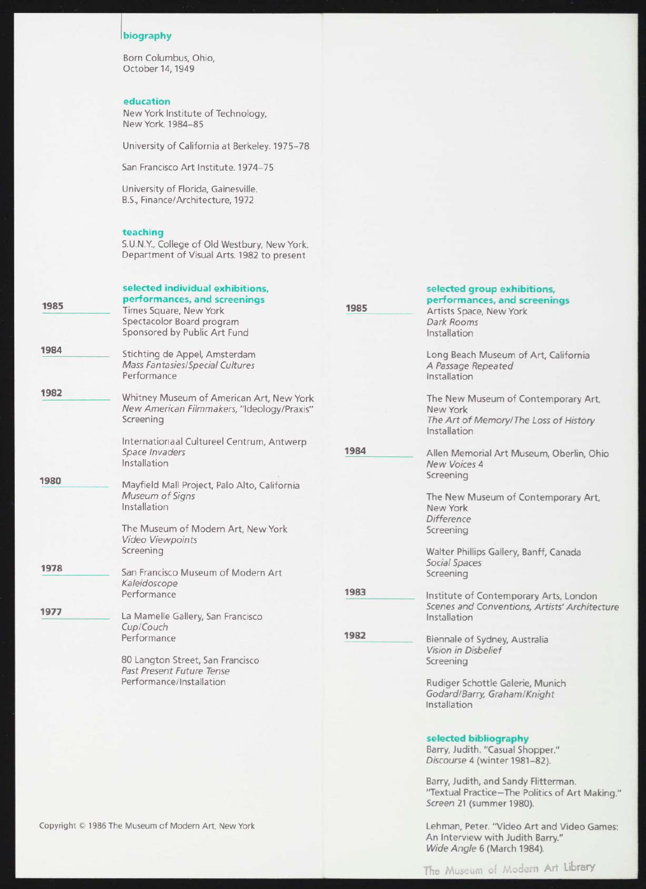## biography

Born Columbus, Ohio,
October 14, 1949

## education

New York Institute of Technology,
New York. 1984–85

University of California at Berkeley. 1975–78

San Francisco Art Institute. 1974–75

University of Florida, Gainesville.
B.S., Finance/Architecture, 1972

## teaching

S.U.N.Y., College of Old Westbury, New York.
Department of Visual Arts. 1982 to present

## selected individual exhibitions, performances, and screenings

**1985**

Times Square, New York
Spectacolor Board program
Sponsored by Public Art Fund

**1984**

Stichting de Appel, Amsterdam
*Mass Fantasies/Special Cultures*
Performance

**1982**

Whitney Museum of American Art, New York
*New American Filmmakers*, "Ideology/Praxis"
Screening

Internationaal Cultureel Centrum, Antwerp
*Space Invaders*
Installation

**1980**

Mayfield Mall Project, Palo Alto, California
*Museum of Signs*
Installation

The Museum of Modern Art, New York
*Video Viewpoints*
Screening

**1978**

San Francisco Museum of Modern Art
*Kaleidoscope*
Performance

**1977**

La Mamelle Gallery, San Francisco
*Cup/Couch*
Performance

80 Langton Street, San Francisco
*Past Present Future Tense*
Performance/Installation

## selected group exhibitions, performances, and screenings

**1985**

Artists Space, New York
*Dark Rooms*
Installation

Long Beach Museum of Art, California
*A Passage Repeated*
Installation

The New Museum of Contemporary Art,
New York
*The Art of Memory/The Loss of History*
Installation

**1984**

Allen Memorial Art Museum, Oberlin, Ohio
*New Voices 4*
Screening

The New Museum of Contemporary Art,
New York
*Difference*
Screening

Walter Phillips Gallery, Banff, Canada
*Social Spaces*
Screening

**1983**

Institute of Contemporary Arts, London
*Scenes and Conventions, Artists' Architecture*
Installation

**1982**

Biennale of Sydney, Australia
*Vision in Disbelief*
Screening

Rudiger Schottle Galerie, Munich
*Godard/Barry, Graham/Knight*
Installation

## selected bibliography

Barry, Judith. "Casual Shopper."
*Discourse* 4 (winter 1981–82).

Barry, Judith, and Sandy Flitterman.
"Textual Practice—The Politics of Art Making."
*Screen* 21 (summer 1980).

Lehman, Peter. "Video Art and Video Games:
An Interview with Judith Barry."
*Wide Angle* 6 (March 1984).

Copyright © 1986 The Museum of Modern Art, New York

The Museum of Modern Art Library